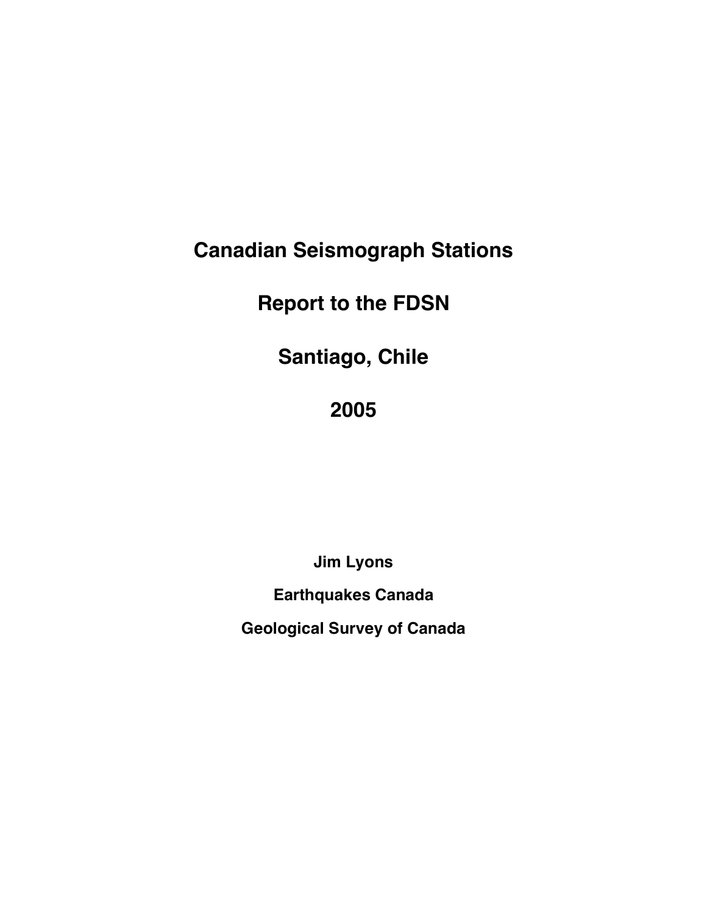# Canadian Seismograph Stations

# Report to the FDSN

# Santiago, Chile

# 2005

**Jim Lyons**

**Earthquakes Canada**

**Geological Survey of Canada**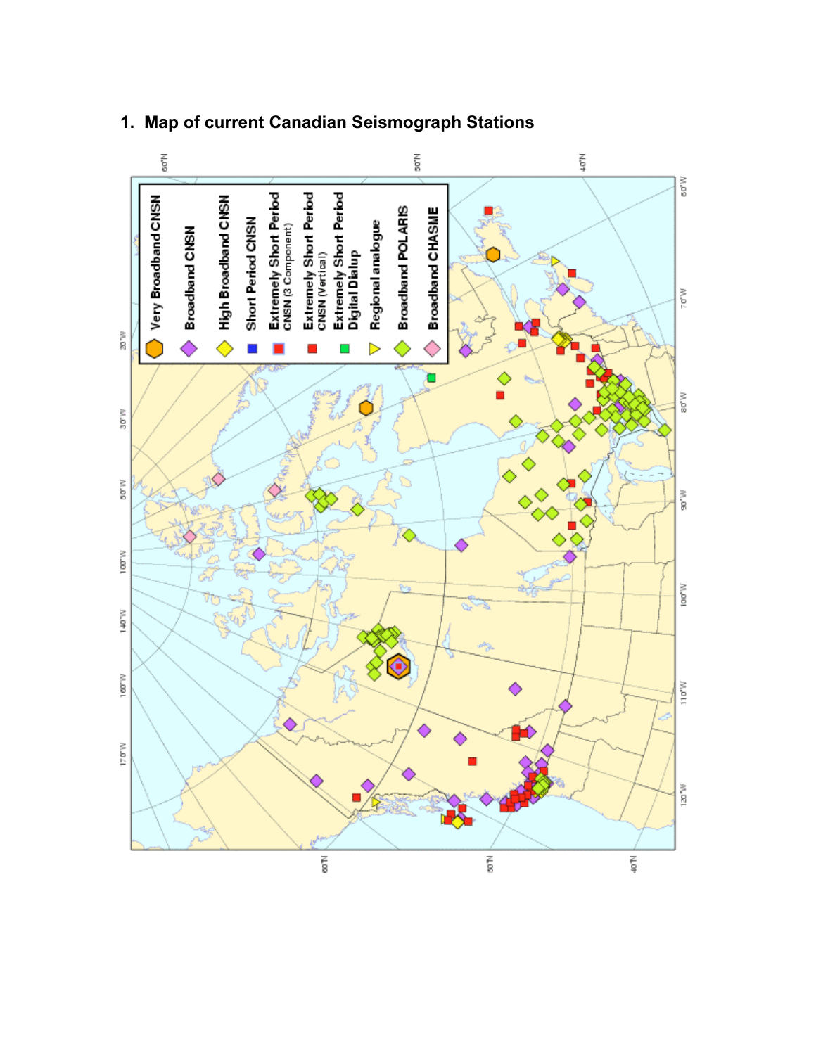## 1. Map of current Canadian Seismograph Stations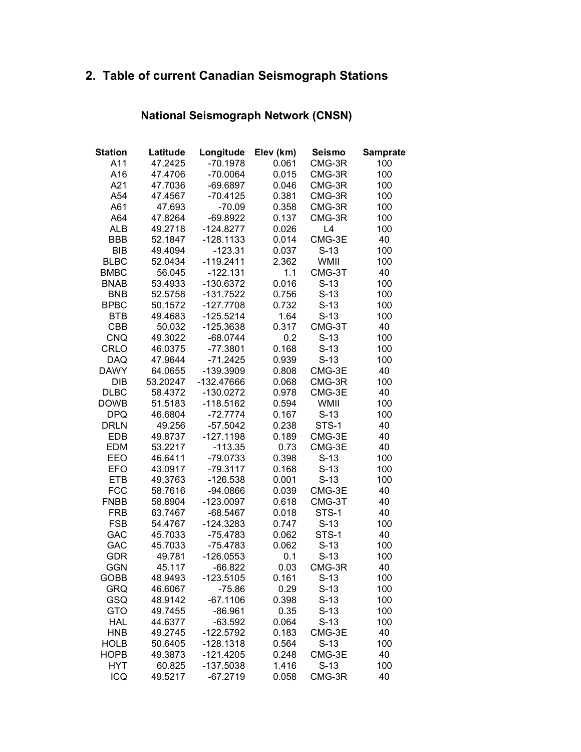## 2. Table of current Canadian Seismograph Stations

### National Seismograph Network (CNSN)

| Station | Latitude | Longitude | Elev (km) | Seismo | Samprate |
|---|---|---|---|---|---|
| A11 | 47.2425 | -70.1978 | 0.061 | CMG-3R | 100 |
| A16 | 47.4706 | -70.0064 | 0.015 | CMG-3R | 100 |
| A21 | 47.7036 | -69.6897 | 0.046 | CMG-3R | 100 |
| A54 | 47.4567 | -70.4125 | 0.381 | CMG-3R | 100 |
| A61 | 47.693 | -70.09 | 0.358 | CMG-3R | 100 |
| A64 | 47.8264 | -69.8922 | 0.137 | CMG-3R | 100 |
| ALB | 49.2718 | -124.8277 | 0.026 | L4 | 100 |
| BBB | 52.1847 | -128.1133 | 0.014 | CMG-3E | 40 |
| BIB | 49.4094 | -123.31 | 0.037 | S-13 | 100 |
| BLBC | 52.0434 | -119.2411 | 2.362 | WMII | 100 |
| BMBC | 56.045 | -122.131 | 1.1 | CMG-3T | 40 |
| BNAB | 53.4933 | -130.6372 | 0.016 | S-13 | 100 |
| BNB | 52.5758 | -131.7522 | 0.756 | S-13 | 100 |
| BPBC | 50.1572 | -127.7708 | 0.732 | S-13 | 100 |
| BTB | 49.4683 | -125.5214 | 1.64 | S-13 | 100 |
| CBB | 50.032 | -125.3638 | 0.317 | CMG-3T | 40 |
| CNQ | 49.3022 | -68.0744 | 0.2 | S-13 | 100 |
| CRLO | 46.0375 | -77.3801 | 0.168 | S-13 | 100 |
| DAQ | 47.9644 | -71.2425 | 0.939 | S-13 | 100 |
| DAWY | 64.0655 | -139.3909 | 0.808 | CMG-3E | 40 |
| DIB | 53.20247 | -132.47666 | 0.068 | CMG-3R | 100 |
| DLBC | 58.4372 | -130.0272 | 0.978 | CMG-3E | 40 |
| DOWB | 51.5183 | -118.5162 | 0.594 | WMII | 100 |
| DPQ | 46.6804 | -72.7774 | 0.167 | S-13 | 100 |
| DRLN | 49.256 | -57.5042 | 0.238 | STS-1 | 40 |
| EDB | 49.8737 | -127.1198 | 0.189 | CMG-3E | 40 |
| EDM | 53.2217 | -113.35 | 0.73 | CMG-3E | 40 |
| EEO | 46.6411 | -79.0733 | 0.398 | S-13 | 100 |
| EFO | 43.0917 | -79.3117 | 0.168 | S-13 | 100 |
| ETB | 49.3763 | -126.538 | 0.001 | S-13 | 100 |
| FCC | 58.7616 | -94.0866 | 0.039 | CMG-3E | 40 |
| FNBB | 58.8904 | -123.0097 | 0.618 | CMG-3T | 40 |
| FRB | 63.7467 | -68.5467 | 0.018 | STS-1 | 40 |
| FSB | 54.4767 | -124.3283 | 0.747 | S-13 | 100 |
| GAC | 45.7033 | -75.4783 | 0.062 | STS-1 | 40 |
| GAC | 45.7033 | -75.4783 | 0.062 | S-13 | 100 |
| GDR | 49.781 | -126.0553 | 0.1 | S-13 | 100 |
| GGN | 45.117 | -66.822 | 0.03 | CMG-3R | 40 |
| GOBB | 48.9493 | -123.5105 | 0.161 | S-13 | 100 |
| GRQ | 46.6067 | -75.86 | 0.29 | S-13 | 100 |
| GSQ | 48.9142 | -67.1106 | 0.398 | S-13 | 100 |
| GTO | 49.7455 | -86.961 | 0.35 | S-13 | 100 |
| HAL | 44.6377 | -63.592 | 0.064 | S-13 | 100 |
| HNB | 49.2745 | -122.5792 | 0.183 | CMG-3E | 40 |
| HOLB | 50.6405 | -128.1318 | 0.564 | S-13 | 100 |
| HOPB | 49.3873 | -121.4205 | 0.248 | CMG-3E | 40 |
| HYT | 60.825 | -137.5038 | 1.416 | S-13 | 100 |
| ICQ | 49.5217 | -67.2719 | 0.058 | CMG-3R | 40 |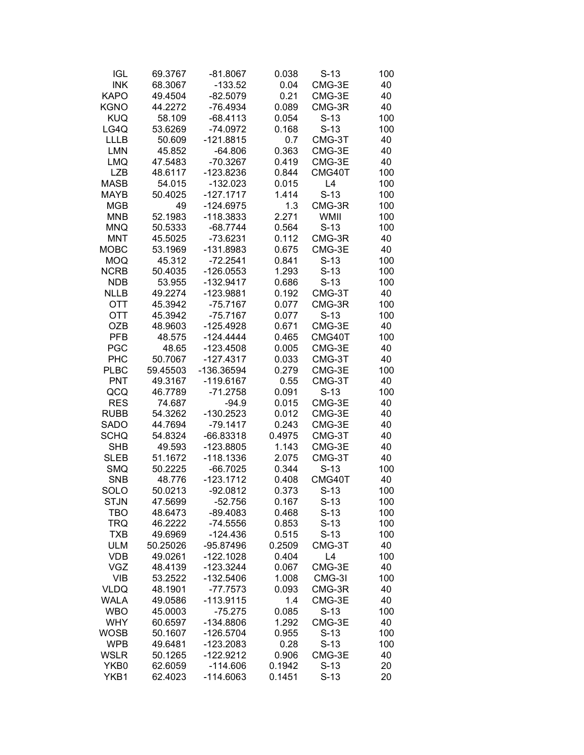| | | | | | |
|---|---|---|---|---|---|
| IGL | 69.3767 | -81.8067 | 0.038 | S-13 | 100 |
| INK | 68.3067 | -133.52 | 0.04 | CMG-3E | 40 |
| KAPO | 49.4504 | -82.5079 | 0.21 | CMG-3E | 40 |
| KGNO | 44.2272 | -76.4934 | 0.089 | CMG-3R | 40 |
| KUQ | 58.109 | -68.4113 | 0.054 | S-13 | 100 |
| LG4Q | 53.6269 | -74.0972 | 0.168 | S-13 | 100 |
| LLLB | 50.609 | -121.8815 | 0.7 | CMG-3T | 40 |
| LMN | 45.852 | -64.806 | 0.363 | CMG-3E | 40 |
| LMQ | 47.5483 | -70.3267 | 0.419 | CMG-3E | 40 |
| LZB | 48.6117 | -123.8236 | 0.844 | CMG40T | 100 |
| MASB | 54.015 | -132.023 | 0.015 | L4 | 100 |
| MAYB | 50.4025 | -127.1717 | 1.414 | S-13 | 100 |
| MGB | 49 | -124.6975 | 1.3 | CMG-3R | 100 |
| MNB | 52.1983 | -118.3833 | 2.271 | WMII | 100 |
| MNQ | 50.5333 | -68.7744 | 0.564 | S-13 | 100 |
| MNT | 45.5025 | -73.6231 | 0.112 | CMG-3R | 40 |
| MOBC | 53.1969 | -131.8983 | 0.675 | CMG-3E | 40 |
| MOQ | 45.312 | -72.2541 | 0.841 | S-13 | 100 |
| NCRB | 50.4035 | -126.0553 | 1.293 | S-13 | 100 |
| NDB | 53.955 | -132.9417 | 0.686 | S-13 | 100 |
| NLLB | 49.2274 | -123.9881 | 0.192 | CMG-3T | 40 |
| OTT | 45.3942 | -75.7167 | 0.077 | CMG-3R | 100 |
| OTT | 45.3942 | -75.7167 | 0.077 | S-13 | 100 |
| OZB | 48.9603 | -125.4928 | 0.671 | CMG-3E | 40 |
| PFB | 48.575 | -124.4444 | 0.465 | CMG40T | 100 |
| PGC | 48.65 | -123.4508 | 0.005 | CMG-3E | 40 |
| PHC | 50.7067 | -127.4317 | 0.033 | CMG-3T | 40 |
| PLBC | 59.45503 | -136.36594 | 0.279 | CMG-3E | 100 |
| PNT | 49.3167 | -119.6167 | 0.55 | CMG-3T | 40 |
| QCQ | 46.7789 | -71.2758 | 0.091 | S-13 | 100 |
| RES | 74.687 | -94.9 | 0.015 | CMG-3E | 40 |
| RUBB | 54.3262 | -130.2523 | 0.012 | CMG-3E | 40 |
| SADO | 44.7694 | -79.1417 | 0.243 | CMG-3E | 40 |
| SCHQ | 54.8324 | -66.83318 | 0.4975 | CMG-3T | 40 |
| SHB | 49.593 | -123.8805 | 1.143 | CMG-3E | 40 |
| SLEB | 51.1672 | -118.1336 | 2.075 | CMG-3T | 40 |
| SMQ | 50.2225 | -66.7025 | 0.344 | S-13 | 100 |
| SNB | 48.776 | -123.1712 | 0.408 | CMG40T | 40 |
| SOLO | 50.0213 | -92.0812 | 0.373 | S-13 | 100 |
| STJN | 47.5699 | -52.756 | 0.167 | S-13 | 100 |
| TBO | 48.6473 | -89.4083 | 0.468 | S-13 | 100 |
| TRQ | 46.2222 | -74.5556 | 0.853 | S-13 | 100 |
| TXB | 49.6969 | -124.436 | 0.515 | S-13 | 100 |
| ULM | 50.25026 | -95.87496 | 0.2509 | CMG-3T | 40 |
| VDB | 49.0261 | -122.1028 | 0.404 | L4 | 100 |
| VGZ | 48.4139 | -123.3244 | 0.067 | CMG-3E | 40 |
| VIB | 53.2522 | -132.5406 | 1.008 | CMG-3I | 100 |
| VLDQ | 48.1901 | -77.7573 | 0.093 | CMG-3R | 40 |
| WALA | 49.0586 | -113.9115 | 1.4 | CMG-3E | 40 |
| WBO | 45.0003 | -75.275 | 0.085 | S-13 | 100 |
| WHY | 60.6597 | -134.8806 | 1.292 | CMG-3E | 40 |
| WOSB | 50.1607 | -126.5704 | 0.955 | S-13 | 100 |
| WPB | 49.6481 | -123.2083 | 0.28 | S-13 | 100 |
| WSLR | 50.1265 | -122.9212 | 0.906 | CMG-3E | 40 |
| YKB0 | 62.6059 | -114.606 | 0.1942 | S-13 | 20 |
| YKB1 | 62.4023 | -114.6063 | 0.1451 | S-13 | 20 |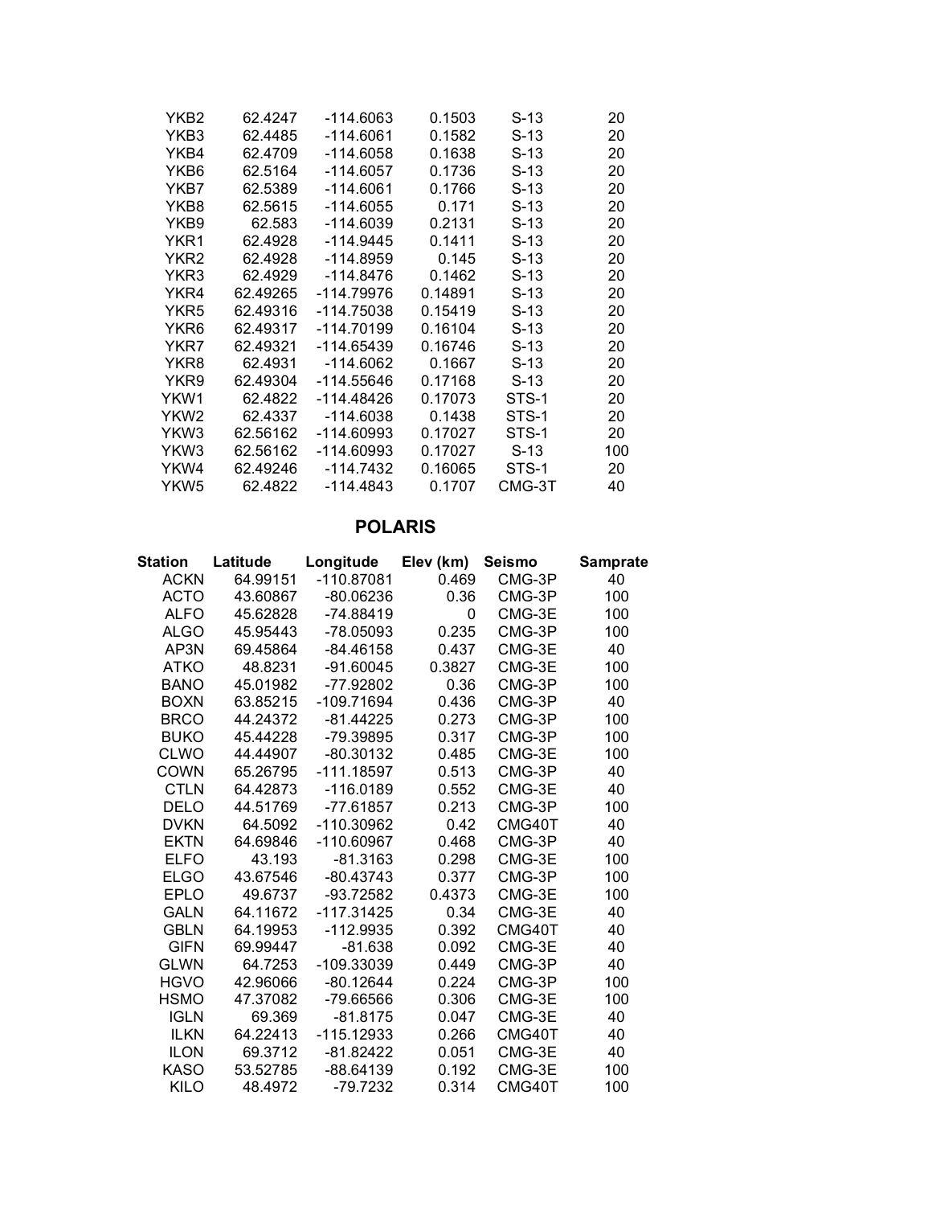| | | | | | |
|---|---|---|---|---|---|
| YKB2 | 62.4247 | -114.6063 | 0.1503 | S-13 | 20 |
| YKB3 | 62.4485 | -114.6061 | 0.1582 | S-13 | 20 |
| YKB4 | 62.4709 | -114.6058 | 0.1638 | S-13 | 20 |
| YKB6 | 62.5164 | -114.6057 | 0.1736 | S-13 | 20 |
| YKB7 | 62.5389 | -114.6061 | 0.1766 | S-13 | 20 |
| YKB8 | 62.5615 | -114.6055 | 0.171 | S-13 | 20 |
| YKB9 | 62.583 | -114.6039 | 0.2131 | S-13 | 20 |
| YKR1 | 62.4928 | -114.9445 | 0.1411 | S-13 | 20 |
| YKR2 | 62.4928 | -114.8959 | 0.145 | S-13 | 20 |
| YKR3 | 62.4929 | -114.8476 | 0.1462 | S-13 | 20 |
| YKR4 | 62.49265 | -114.79976 | 0.14891 | S-13 | 20 |
| YKR5 | 62.49316 | -114.75038 | 0.15419 | S-13 | 20 |
| YKR6 | 62.49317 | -114.70199 | 0.16104 | S-13 | 20 |
| YKR7 | 62.49321 | -114.65439 | 0.16746 | S-13 | 20 |
| YKR8 | 62.4931 | -114.6062 | 0.1667 | S-13 | 20 |
| YKR9 | 62.49304 | -114.55646 | 0.17168 | S-13 | 20 |
| YKW1 | 62.4822 | -114.48426 | 0.17073 | STS-1 | 20 |
| YKW2 | 62.4337 | -114.6038 | 0.1438 | STS-1 | 20 |
| YKW3 | 62.56162 | -114.60993 | 0.17027 | STS-1 | 20 |
| YKW3 | 62.56162 | -114.60993 | 0.17027 | S-13 | 100 |
| YKW4 | 62.49246 | -114.7432 | 0.16065 | STS-1 | 20 |
| YKW5 | 62.4822 | -114.4843 | 0.1707 | CMG-3T | 40 |

## POLARIS

| Station | Latitude | Longitude | Elev (km) | Seismo | Samprate |
|---|---|---|---|---|---|
| ACKN | 64.99151 | -110.87081 | 0.469 | CMG-3P | 40 |
| ACTO | 43.60867 | -80.06236 | 0.36 | CMG-3P | 100 |
| ALFO | 45.62828 | -74.88419 | 0 | CMG-3E | 100 |
| ALGO | 45.95443 | -78.05093 | 0.235 | CMG-3P | 100 |
| AP3N | 69.45864 | -84.46158 | 0.437 | CMG-3E | 40 |
| ATKO | 48.8231 | -91.60045 | 0.3827 | CMG-3E | 100 |
| BANO | 45.01982 | -77.92802 | 0.36 | CMG-3P | 100 |
| BOXN | 63.85215 | -109.71694 | 0.436 | CMG-3P | 40 |
| BRCO | 44.24372 | -81.44225 | 0.273 | CMG-3P | 100 |
| BUKO | 45.44228 | -79.39895 | 0.317 | CMG-3P | 100 |
| CLWO | 44.44907 | -80.30132 | 0.485 | CMG-3E | 100 |
| COWN | 65.26795 | -111.18597 | 0.513 | CMG-3P | 40 |
| CTLN | 64.42873 | -116.0189 | 0.552 | CMG-3E | 40 |
| DELO | 44.51769 | -77.61857 | 0.213 | CMG-3P | 100 |
| DVKN | 64.5092 | -110.30962 | 0.42 | CMG40T | 40 |
| EKTN | 64.69846 | -110.60967 | 0.468 | CMG-3P | 40 |
| ELFO | 43.193 | -81.3163 | 0.298 | CMG-3E | 100 |
| ELGO | 43.67546 | -80.43743 | 0.377 | CMG-3P | 100 |
| EPLO | 49.6737 | -93.72582 | 0.4373 | CMG-3E | 100 |
| GALN | 64.11672 | -117.31425 | 0.34 | CMG-3E | 40 |
| GBLN | 64.19953 | -112.9935 | 0.392 | CMG40T | 40 |
| GIFN | 69.99447 | -81.638 | 0.092 | CMG-3E | 40 |
| GLWN | 64.7253 | -109.33039 | 0.449 | CMG-3P | 40 |
| HGVO | 42.96066 | -80.12644 | 0.224 | CMG-3P | 100 |
| HSMO | 47.37082 | -79.66566 | 0.306 | CMG-3E | 100 |
| IGLN | 69.369 | -81.8175 | 0.047 | CMG-3E | 40 |
| ILKN | 64.22413 | -115.12933 | 0.266 | CMG40T | 40 |
| ILON | 69.3712 | -81.82422 | 0.051 | CMG-3E | 40 |
| KASO | 53.52785 | -88.64139 | 0.192 | CMG-3E | 100 |
| KILO | 48.4972 | -79.7232 | 0.314 | CMG40T | 100 |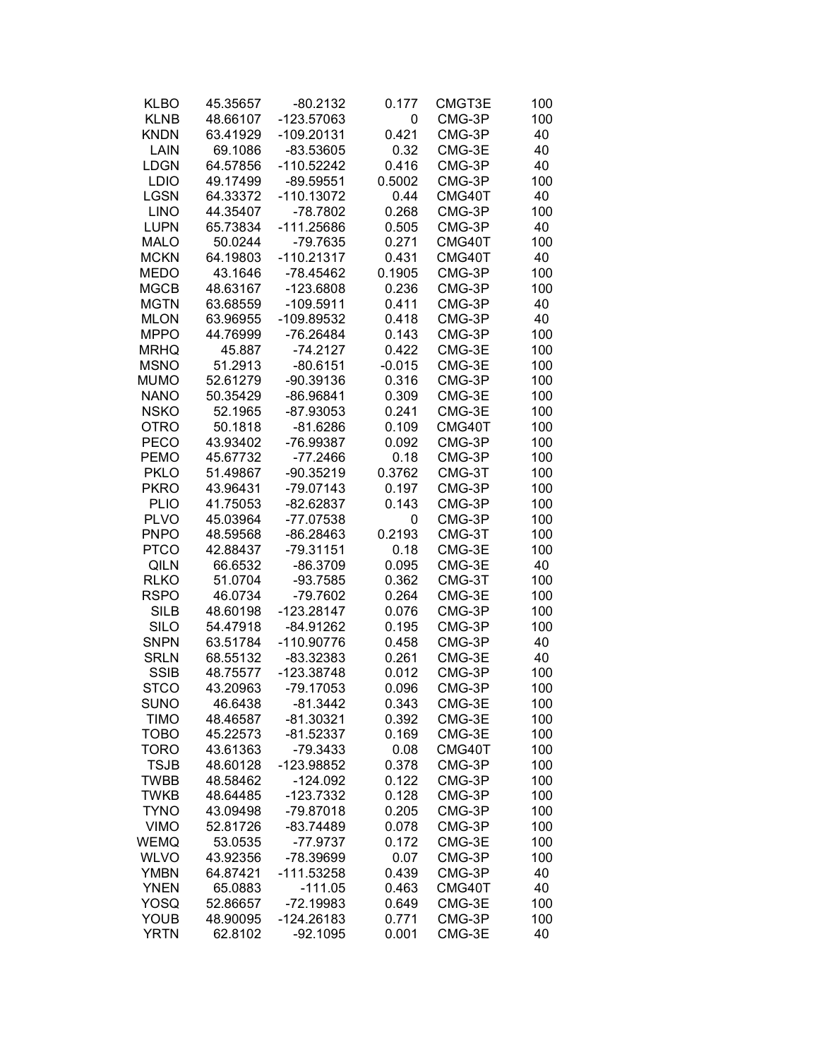| | | | | | |
|---|---|---|---|---|---|
| KLBO | 45.35657 | -80.2132 | 0.177 | CMGT3E | 100 |
| KLNB | 48.66107 | -123.57063 | 0 | CMG-3P | 100 |
| KNDN | 63.41929 | -109.20131 | 0.421 | CMG-3P | 40 |
| LAIN | 69.1086 | -83.53605 | 0.32 | CMG-3E | 40 |
| LDGN | 64.57856 | -110.52242 | 0.416 | CMG-3P | 40 |
| LDIO | 49.17499 | -89.59551 | 0.5002 | CMG-3P | 100 |
| LGSN | 64.33372 | -110.13072 | 0.44 | CMG40T | 40 |
| LINO | 44.35407 | -78.7802 | 0.268 | CMG-3P | 100 |
| LUPN | 65.73834 | -111.25686 | 0.505 | CMG-3P | 40 |
| MALO | 50.0244 | -79.7635 | 0.271 | CMG40T | 100 |
| MCKN | 64.19803 | -110.21317 | 0.431 | CMG40T | 40 |
| MEDO | 43.1646 | -78.45462 | 0.1905 | CMG-3P | 100 |
| MGCB | 48.63167 | -123.6808 | 0.236 | CMG-3P | 100 |
| MGTN | 63.68559 | -109.5911 | 0.411 | CMG-3P | 40 |
| MLON | 63.96955 | -109.89532 | 0.418 | CMG-3P | 40 |
| MPPO | 44.76999 | -76.26484 | 0.143 | CMG-3P | 100 |
| MRHQ | 45.887 | -74.2127 | 0.422 | CMG-3E | 100 |
| MSNO | 51.2913 | -80.6151 | -0.015 | CMG-3E | 100 |
| MUMO | 52.61279 | -90.39136 | 0.316 | CMG-3P | 100 |
| NANO | 50.35429 | -86.96841 | 0.309 | CMG-3E | 100 |
| NSKO | 52.1965 | -87.93053 | 0.241 | CMG-3E | 100 |
| OTRO | 50.1818 | -81.6286 | 0.109 | CMG40T | 100 |
| PECO | 43.93402 | -76.99387 | 0.092 | CMG-3P | 100 |
| PEMO | 45.67732 | -77.2466 | 0.18 | CMG-3P | 100 |
| PKLO | 51.49867 | -90.35219 | 0.3762 | CMG-3T | 100 |
| PKRO | 43.96431 | -79.07143 | 0.197 | CMG-3P | 100 |
| PLIO | 41.75053 | -82.62837 | 0.143 | CMG-3P | 100 |
| PLVO | 45.03964 | -77.07538 | 0 | CMG-3P | 100 |
| PNPO | 48.59568 | -86.28463 | 0.2193 | CMG-3T | 100 |
| PTCO | 42.88437 | -79.31151 | 0.18 | CMG-3E | 100 |
| QILN | 66.6532 | -86.3709 | 0.095 | CMG-3E | 40 |
| RLKO | 51.0704 | -93.7585 | 0.362 | CMG-3T | 100 |
| RSPO | 46.0734 | -79.7602 | 0.264 | CMG-3E | 100 |
| SILB | 48.60198 | -123.28147 | 0.076 | CMG-3P | 100 |
| SILO | 54.47918 | -84.91262 | 0.195 | CMG-3P | 100 |
| SNPN | 63.51784 | -110.90776 | 0.458 | CMG-3P | 40 |
| SRLN | 68.55132 | -83.32383 | 0.261 | CMG-3E | 40 |
| SSIB | 48.75577 | -123.38748 | 0.012 | CMG-3P | 100 |
| STCO | 43.20963 | -79.17053 | 0.096 | CMG-3P | 100 |
| SUNO | 46.6438 | -81.3442 | 0.343 | CMG-3E | 100 |
| TIMO | 48.46587 | -81.30321 | 0.392 | CMG-3E | 100 |
| TOBO | 45.22573 | -81.52337 | 0.169 | CMG-3E | 100 |
| TORO | 43.61363 | -79.3433 | 0.08 | CMG40T | 100 |
| TSJB | 48.60128 | -123.98852 | 0.378 | CMG-3P | 100 |
| TWBB | 48.58462 | -124.092 | 0.122 | CMG-3P | 100 |
| TWKB | 48.64485 | -123.7332 | 0.128 | CMG-3P | 100 |
| TYNO | 43.09498 | -79.87018 | 0.205 | CMG-3P | 100 |
| VIMO | 52.81726 | -83.74489 | 0.078 | CMG-3P | 100 |
| WEMQ | 53.0535 | -77.9737 | 0.172 | CMG-3E | 100 |
| WLVO | 43.92356 | -78.39699 | 0.07 | CMG-3P | 100 |
| YMBN | 64.87421 | -111.53258 | 0.439 | CMG-3P | 40 |
| YNEN | 65.0883 | -111.05 | 0.463 | CMG40T | 40 |
| YOSQ | 52.86657 | -72.19983 | 0.649 | CMG-3E | 100 |
| YOUB | 48.90095 | -124.26183 | 0.771 | CMG-3P | 100 |
| YRTN | 62.8102 | -92.1095 | 0.001 | CMG-3E | 40 |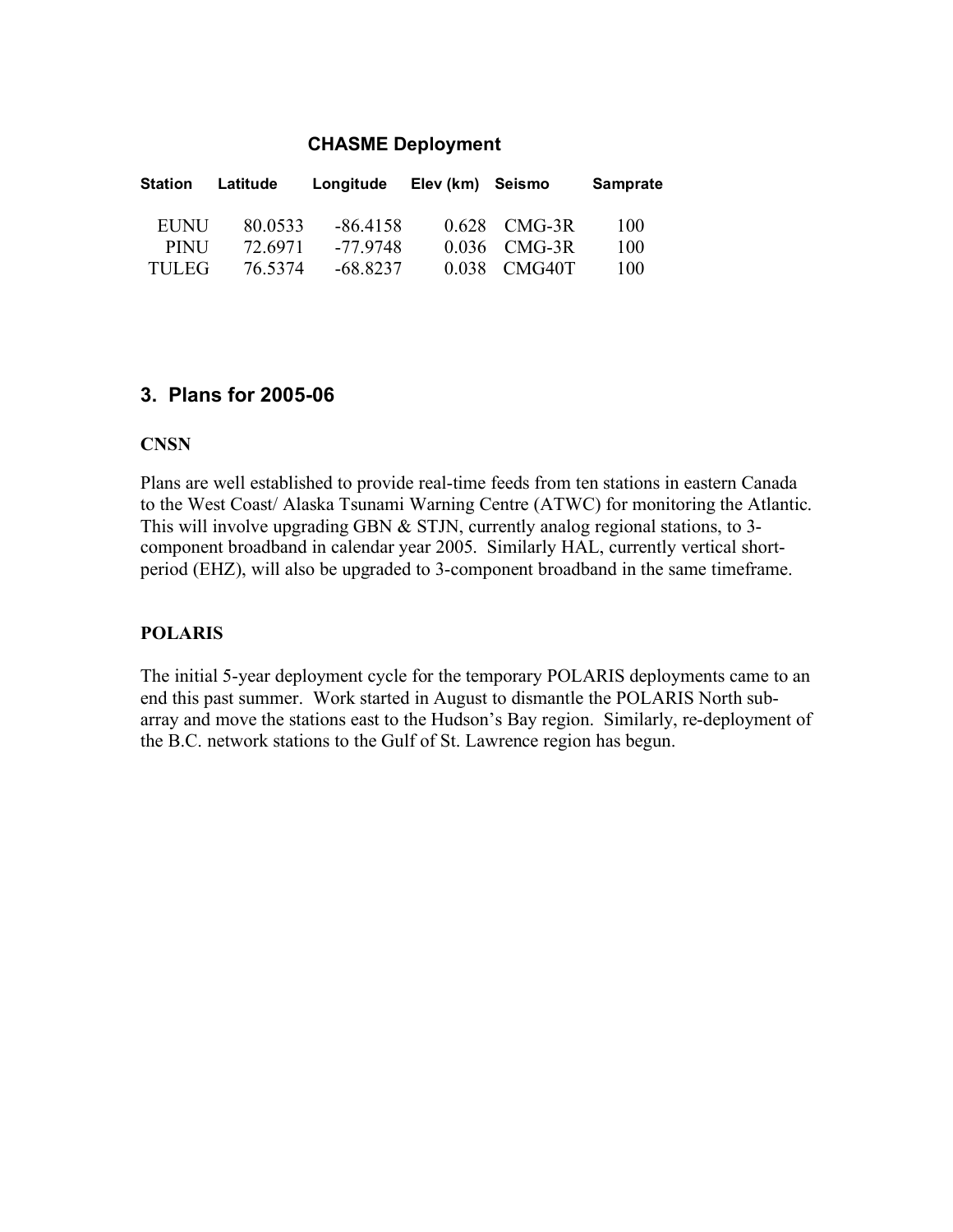### CHASME Deployment

| Station | Latitude | Longitude | Elev (km) | Seismo | Samprate |
|---|---|---|---|---|---|
| EUNU | 80.0533 | -86.4158 | 0.628 | CMG-3R | 100 |
| PINU | 72.6971 | -77.9748 | 0.036 | CMG-3R | 100 |
| TULEG | 76.5374 | -68.8237 | 0.038 | CMG40T | 100 |

## 3. Plans for 2005-06

**CNSN**

Plans are well established to provide real-time feeds from ten stations in eastern Canada to the West Coast/ Alaska Tsunami Warning Centre (ATWC) for monitoring the Atlantic. This will involve upgrading GBN & STJN, currently analog regional stations, to 3-component broadband in calendar year 2005. Similarly HAL, currently vertical short-period (EHZ), will also be upgraded to 3-component broadband in the same timeframe.

**POLARIS**

The initial 5-year deployment cycle for the temporary POLARIS deployments came to an end this past summer. Work started in August to dismantle the POLARIS North sub-array and move the stations east to the Hudson's Bay region. Similarly, re-deployment of the B.C. network stations to the Gulf of St. Lawrence region has begun.